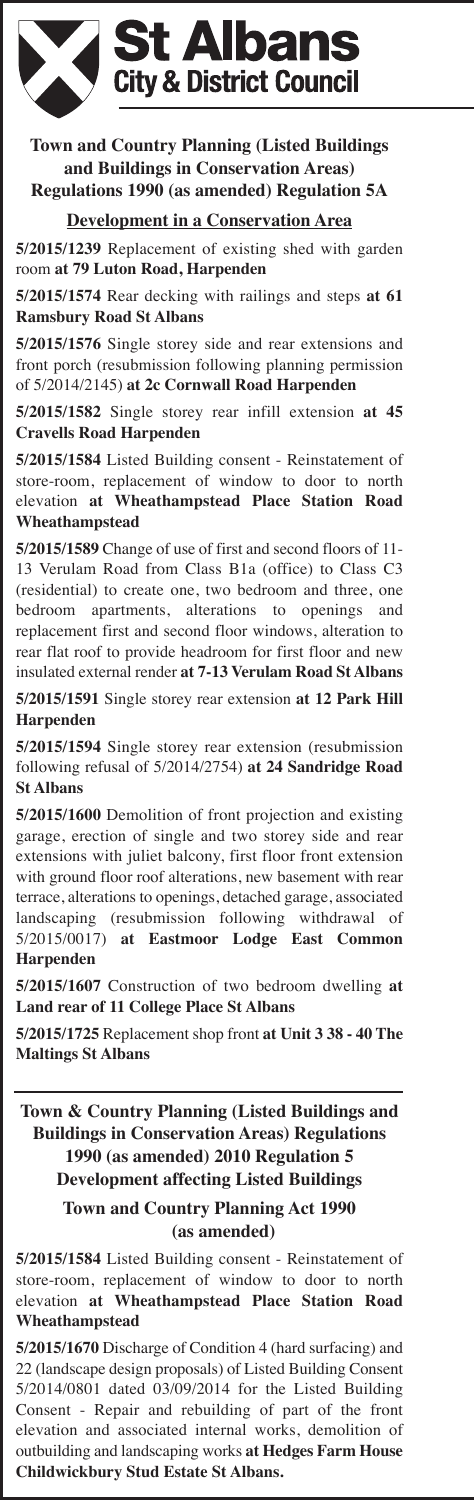# St Albans City & District Council

### Town and Country Planning (Listed Buildings and Buildings in Conservation Areas) Regulations 1990 (as amended) Regulation 5A

#### Development in a Conservation Area

**5/2015/1239** Replacement of existing shed with garden room **at 79 Luton Road, Harpenden**

**5/2015/1574** Rear decking with railings and steps **at 61 Ramsbury Road St Albans**

**5/2015/1576** Single storey side and rear extensions and front porch (resubmission following planning permission of 5/2014/2145) **at 2c Cornwall Road Harpenden**

**5/2015/1582** Single storey rear infill extension **at 45 Cravells Road Harpenden**

**5/2015/1584** Listed Building consent - Reinstatement of store-room, replacement of window to door to north elevation **at Wheathampstead Place Station Road Wheathampstead**

**5/2015/1589** Change of use of first and second floors of 11-13 Verulam Road from Class B1a (office) to Class C3 (residential) to create one, two bedroom and three, one bedroom apartments, alterations to openings and replacement first and second floor windows, alteration to rear flat roof to provide headroom for first floor and new insulated external render **at 7-13 Verulam Road St Albans**

**5/2015/1591** Single storey rear extension **at 12 Park Hill Harpenden**

**5/2015/1594** Single storey rear extension (resubmission following refusal of 5/2014/2754) **at 24 Sandridge Road St Albans**

**5/2015/1600** Demolition of front projection and existing garage, erection of single and two storey side and rear extensions with juliet balcony, first floor front extension with ground floor roof alterations, new basement with rear terrace, alterations to openings, detached garage, associated landscaping (resubmission following withdrawal of 5/2015/0017) **at Eastmoor Lodge East Common Harpenden**

**5/2015/1607** Construction of two bedroom dwelling **at Land rear of 11 College Place St Albans**

**5/2015/1725** Replacement shop front **at Unit 3 38 - 40 The Maltings St Albans**

---

### Town & Country Planning (Listed Buildings and Buildings in Conservation Areas) Regulations 1990 (as amended) 2010 Regulation 5 Development affecting Listed Buildings

### Town and Country Planning Act 1990 (as amended)

**5/2015/1584** Listed Building consent - Reinstatement of store-room, replacement of window to door to north elevation **at Wheathampstead Place Station Road Wheathampstead**

**5/2015/1670** Discharge of Condition 4 (hard surfacing) and 22 (landscape design proposals) of Listed Building Consent 5/2014/0801 dated 03/09/2014 for the Listed Building Consent - Repair and rebuilding of part of the front elevation and associated internal works, demolition of outbuilding and landscaping works **at Hedges Farm House Childwickbury Stud Estate St Albans.**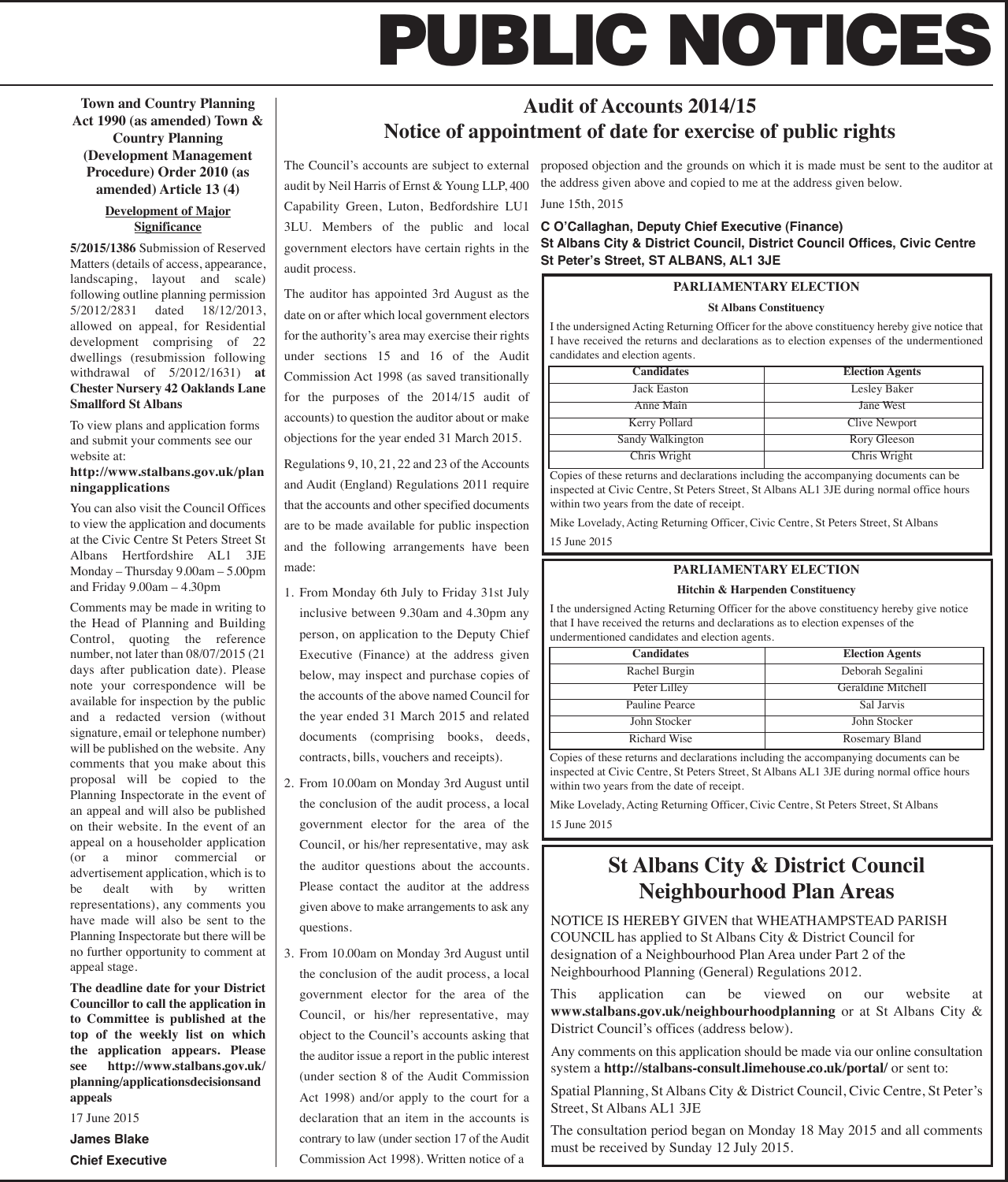# PUBLIC NOTICES

**Town and Country Planning Act 1990 (as amended) Town & Country Planning (Development Management Procedure) Order 2010 (as amended) Article 13 (4)**

**Development of Major Significance**

**5/2015/1386** Submission of Reserved Matters (details of access, appearance, landscaping, layout and scale) following outline planning permission 5/2012/2831 dated 18/12/2013, allowed on appeal, for Residential development comprising of 22 dwellings (resubmission following withdrawal of 5/2012/1631) **at Chester Nursery 42 Oaklands Lane Smallford St Albans**

To view plans and application forms and submit your comments see our website at:

**http://www.stalbans.gov.uk/planningapplications**

You can also visit the Council Offices to view the application and documents at the Civic Centre St Peters Street St Albans Hertfordshire AL1 3JE Monday – Thursday 9.00am – 5.00pm and Friday 9.00am – 4.30pm

Comments may be made in writing to the Head of Planning and Building Control, quoting the reference number, not later than 08/07/2015 (21 days after publication date). Please note your correspondence will be available for inspection by the public and a redacted version (without signature, email or telephone number) will be published on the website. Any comments that you make about this proposal will be copied to the Planning Inspectorate in the event of an appeal and will also be published on their website. In the event of an appeal on a householder application (or a minor commercial or advertisement application, which is to be dealt with by written representations), any comments you have made will also be sent to the Planning Inspectorate but there will be no further opportunity to comment at appeal stage.

**The deadline date for your District Councillor to call the application in to Committee is published at the top of the weekly list on which the application appears. Please see http://www.stalbans.gov.uk/planning/applicationsdecisionsandappeals**

17 June 2015

**James Blake**

**Chief Executive**

## Audit of Accounts 2014/15
## Notice of appointment of date for exercise of public rights

The Council's accounts are subject to external audit by Neil Harris of Ernst & Young LLP, 400 Capability Green, Luton, Bedfordshire LU1 3LU. Members of the public and local government electors have certain rights in the audit process.

The auditor has appointed 3rd August as the date on or after which local government electors for the authority's area may exercise their rights under sections 15 and 16 of the Audit Commission Act 1998 (as saved transitionally for the purposes of the 2014/15 audit of accounts) to question the auditor about or make objections for the year ended 31 March 2015.

Regulations 9, 10, 21, 22 and 23 of the Accounts and Audit (England) Regulations 2011 require that the accounts and other specified documents are to be made available for public inspection and the following arrangements have been made:

1. From Monday 6th July to Friday 31st July inclusive between 9.30am and 4.30pm any person, on application to the Deputy Chief Executive (Finance) at the address given below, may inspect and purchase copies of the accounts of the above named Council for the year ended 31 March 2015 and related documents (comprising books, deeds, contracts, bills, vouchers and receipts).
2. From 10.00am on Monday 3rd August until the conclusion of the audit process, a local government elector for the area of the Council, or his/her representative, may ask the auditor questions about the accounts. Please contact the auditor at the address given above to make arrangements to ask any questions.
3. From 10.00am on Monday 3rd August until the conclusion of the audit process, a local government elector for the area of the Council, or his/her representative, may object to the Council's accounts asking that the auditor issue a report in the public interest (under section 8 of the Audit Commission Act 1998) and/or apply to the court for a declaration that an item in the accounts is contrary to law (under section 17 of the Audit Commission Act 1998). Written notice of a proposed objection and the grounds on which it is made must be sent to the auditor at the address given above and copied to me at the address given below.

June 15th, 2015

**C O'Callaghan, Deputy Chief Executive (Finance)**
**St Albans City & District Council, District Council Offices, Civic Centre St Peter's Street, ST ALBANS, AL1 3JE**

**PARLIAMENTARY ELECTION**

**St Albans Constituency**

I the undersigned Acting Returning Officer for the above constituency hereby give notice that I have received the returns and declarations as to election expenses of the undermentioned candidates and election agents.

| Candidates | Election Agents |
|---|---|
| Jack Easton | Lesley Baker |
| Anne Main | Jane West |
| Kerry Pollard | Clive Newport |
| Sandy Walkington | Rory Gleeson |
| Chris Wright | Chris Wright |

Copies of these returns and declarations including the accompanying documents can be inspected at Civic Centre, St Peters Street, St Albans AL1 3JE during normal office hours within two years from the date of receipt.

Mike Lovelady, Acting Returning Officer, Civic Centre, St Peters Street, St Albans

15 June 2015

**PARLIAMENTARY ELECTION**

**Hitchin & Harpenden Constituency**

I the undersigned Acting Returning Officer for the above constituency hereby give notice that I have received the returns and declarations as to election expenses of the undermentioned candidates and election agents.

| Candidates | Election Agents |
|---|---|
| Rachel Burgin | Deborah Segalini |
| Peter Lilley | Geraldine Mitchell |
| Pauline Pearce | Sal Jarvis |
| John Stocker | John Stocker |
| Richard Wise | Rosemary Bland |

Copies of these returns and declarations including the accompanying documents can be inspected at Civic Centre, St Peters Street, St Albans AL1 3JE during normal office hours within two years from the date of receipt.

Mike Lovelady, Acting Returning Officer, Civic Centre, St Peters Street, St Albans

15 June 2015

## St Albans City & District Council Neighbourhood Plan Areas

NOTICE IS HEREBY GIVEN that WHEATHAMPSTEAD PARISH COUNCIL has applied to St Albans City & District Council for designation of a Neighbourhood Plan Area under Part 2 of the Neighbourhood Planning (General) Regulations 2012.

This application can be viewed on our website at **www.stalbans.gov.uk/neighbourhoodplanning** or at St Albans City & District Council's offices (address below).

Any comments on this application should be made via our online consultation system a **http://stalbans-consult.limehouse.co.uk/portal/** or sent to:

Spatial Planning, St Albans City & District Council, Civic Centre, St Peter's Street, St Albans AL1 3JE

The consultation period began on Monday 18 May 2015 and all comments must be received by Sunday 12 July 2015.